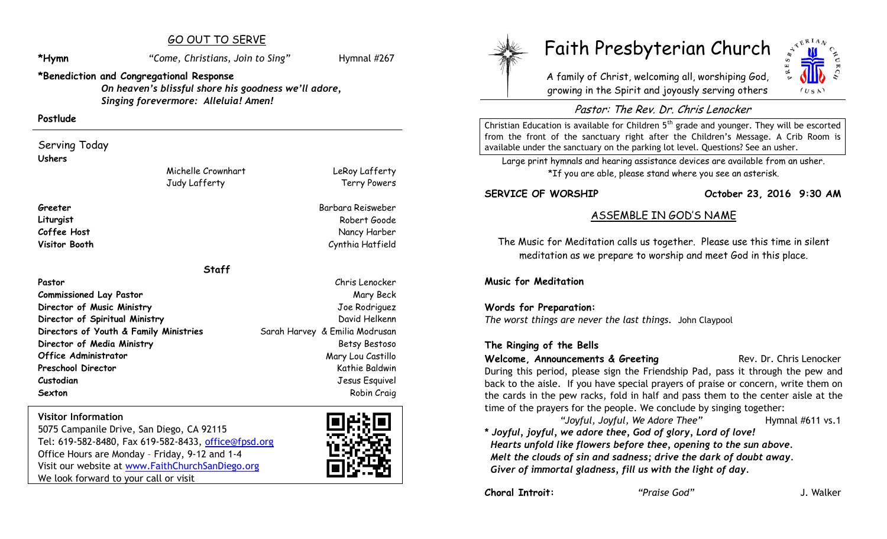## GO OUT TO SERVE

**\*Hymn** *"Come, Christians, Join to Sing"* Hymnal #267

**\*Benediction and Congregational Response**

***On heaven's blissful shore his goodness we'll adore,***
***Singing forevermore: Alleluia! Amen!***

**Postlude**

### Serving Today

**Ushers**

Michelle Crownhart, LeRoy Lafferty, Judy Lafferty, Terry Powers

| | |
|---|---|
| **Greeter** | Barbara Reisweber |
| **Liturgist** | Robert Goode |
| **Coffee Host** | Nancy Harber |
| **Visitor Booth** | Cynthia Hatfield |

### Staff

| | |
|---|---|
| **Pastor** | Chris Lenocker |
| **Commissioned Lay Pastor** | Mary Beck |
| **Director of Music Ministry** | Joe Rodriguez |
| **Director of Spiritual Ministry** | David Helkenn |
| **Directors of Youth & Family Ministries** | Sarah Harvey & Emilia Modrusan |
| **Director of Media Ministry** | Betsy Bestoso |
| **Office Administrator** | Mary Lou Castillo |
| **Preschool Director** | Kathie Baldwin |
| **Custodian** | Jesus Esquivel |
| **Sexton** | Robin Craig |

**Visitor Information**
5075 Campanile Drive, San Diego, CA 92115
Tel: 619-582-8480, Fax 619-582-8433, office@fpsd.org
Office Hours are Monday – Friday, 9-12 and 1-4
Visit our website at www.FaithChurchSanDiego.org
We look forward to your call or visit

# Faith Presbyterian Church

A family of Christ, welcoming all, worshiping God, growing in the Spirit and joyously serving others

*Pastor: The Rev. Dr. Chris Lenocker*

Christian Education is available for Children 5th grade and younger. They will be escorted from the front of the sanctuary right after the Children's Message. A Crib Room is available under the sanctuary on the parking lot level. Questions? See an usher.

Large print hymnals and hearing assistance devices are available from an usher.
\*If you are able, please stand where you see an asterisk.

**SERVICE OF WORSHIP** **October 23, 2016 9:30 AM**

## ASSEMBLE IN GOD'S NAME

The Music for Meditation calls us together. Please use this time in silent meditation as we prepare to worship and meet God in this place.

**Music for Meditation**

**Words for Preparation:**
*The worst things are never the last things.* John Claypool

**The Ringing of the Bells**

**Welcome, Announcements & Greeting** Rev. Dr. Chris Lenocker

During this period, please sign the Friendship Pad, pass it through the pew and back to the aisle. If you have special prayers of praise or concern, write them on the cards in the pew racks, fold in half and pass them to the center aisle at the time of the prayers for the people. We conclude by singing together:

*"Joyful, Joyful, We Adore Thee"* Hymnal #611 vs.1

***\* Joyful, joyful, we adore thee, God of glory, Lord of love!***
***Hearts unfold like flowers before thee, opening to the sun above.***
***Melt the clouds of sin and sadness; drive the dark of doubt away.***
***Giver of immortal gladness, fill us with the light of day.***

**Choral Introit:** *"Praise God"* J. Walker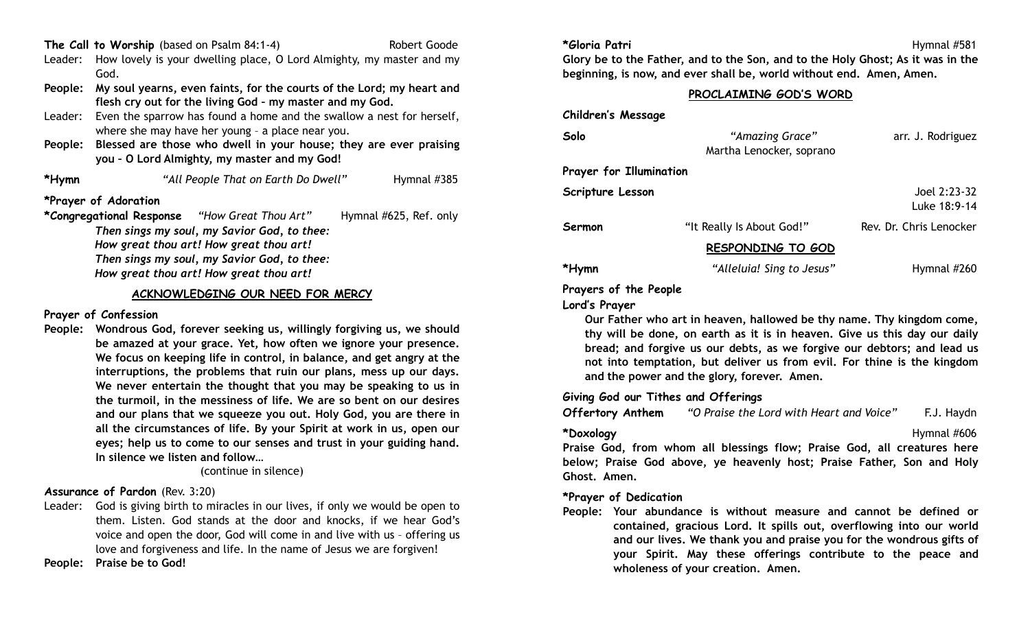**The Call to Worship** (based on Psalm 84:1-4) Robert Goode

Leader: How lovely is your dwelling place, O Lord Almighty, my master and my God.

**People: My soul yearns, even faints, for the courts of the Lord; my heart and flesh cry out for the living God – my master and my God.**

Leader: Even the sparrow has found a home and the swallow a nest for herself, where she may have her young – a place near you.

**People: Blessed are those who dwell in your house; they are ever praising you – O Lord Almighty, my master and my God!**

**\*Hymn** *"All People That on Earth Do Dwell"* Hymnal #385

**\*Prayer of Adoration**

**\*Congregational Response** *"How Great Thou Art"* Hymnal #625, Ref. only

*Then sings my soul, my Savior God, to thee:*
*How great thou art! How great thou art!*
*Then sings my soul, my Savior God, to thee:*
*How great thou art! How great thou art!*

## ACKNOWLEDGING OUR NEED FOR MERCY

**Prayer of Confession**

**People: Wondrous God, forever seeking us, willingly forgiving us, we should be amazed at your grace. Yet, how often we ignore your presence. We focus on keeping life in control, in balance, and get angry at the interruptions, the problems that ruin our plans, mess up our days. We never entertain the thought that you may be speaking to us in the turmoil, in the messiness of life. We are so bent on our desires and our plans that we squeeze you out. Holy God, you are there in all the circumstances of life. By your Spirit at work in us, open our eyes; help us to come to our senses and trust in your guiding hand. In silence we listen and follow…**

(continue in silence)

**Assurance of Pardon** (Rev. 3:20)

Leader: God is giving birth to miracles in our lives, if only we would be open to them. Listen. God stands at the door and knocks, if we hear God's voice and open the door, God will come in and live with us – offering us love and forgiveness and life. In the name of Jesus we are forgiven!

**People: Praise be to God!**

**\*Gloria Patri** Hymnal #581

**Glory be to the Father, and to the Son, and to the Holy Ghost; As it was in the beginning, is now, and ever shall be, world without end. Amen, Amen.**

## PROCLAIMING GOD'S WORD

**Children's Message**

**Solo** *"Amazing Grace"* arr. J. Rodriguez
Martha Lenocker, soprano

**Prayer for Illumination**

**Scripture Lesson** Joel 2:23-32
Luke 18:9-14

**Sermon** "It Really Is About God!" Rev. Dr. Chris Lenocker

## RESPONDING TO GOD

**\*Hymn** *"Alleluia! Sing to Jesus"* Hymnal #260

**Prayers of the People**

**Lord's Prayer**

**Our Father who art in heaven, hallowed be thy name. Thy kingdom come, thy will be done, on earth as it is in heaven. Give us this day our daily bread; and forgive us our debts, as we forgive our debtors; and lead us not into temptation, but deliver us from evil. For thine is the kingdom and the power and the glory, forever. Amen.**

**Giving God our Tithes and Offerings**

**Offertory Anthem** *"O Praise the Lord with Heart and Voice"* F.J. Haydn

**\*Doxology** Hymnal #606

**Praise God, from whom all blessings flow; Praise God, all creatures here below; Praise God above, ye heavenly host; Praise Father, Son and Holy Ghost. Amen.**

**\*Prayer of Dedication**

**People: Your abundance is without measure and cannot be defined or contained, gracious Lord. It spills out, overflowing into our world and our lives. We thank you and praise you for the wondrous gifts of your Spirit. May these offerings contribute to the peace and wholeness of your creation. Amen.**